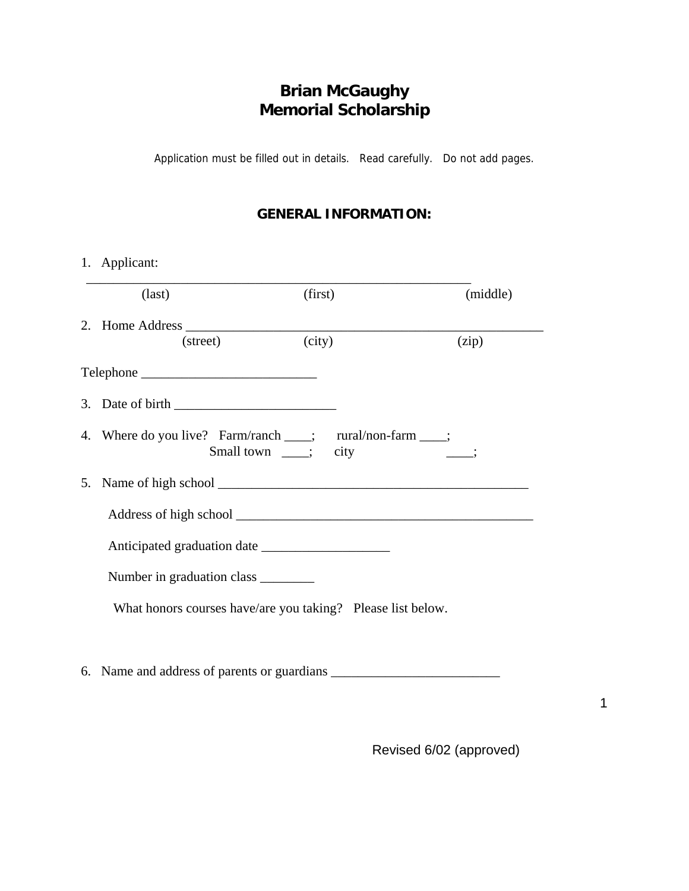# Brian McGaughy
# Memorial Scholarship

Application must be filled out in details. Read carefully. Do not add pages.

## GENERAL INFORMATION:

1. Applicant:

_______________________________________________________________
(last) (first) (middle)

2. Home Address _______________________________________________________
(street) (city) (zip)

Telephone __________________________

3. Date of birth ________________________

4. Where do you live? Farm/ranch ____; rural/non-farm ____;
Small town ____; city ____;

5. Name of high school ______________________________________________

Address of high school ____________________________________________

Anticipated graduation date ___________________

Number in graduation class ________

What honors courses have/are you taking? Please list below.

6. Name and address of parents or guardians _________________________

Revised 6/02 (approved)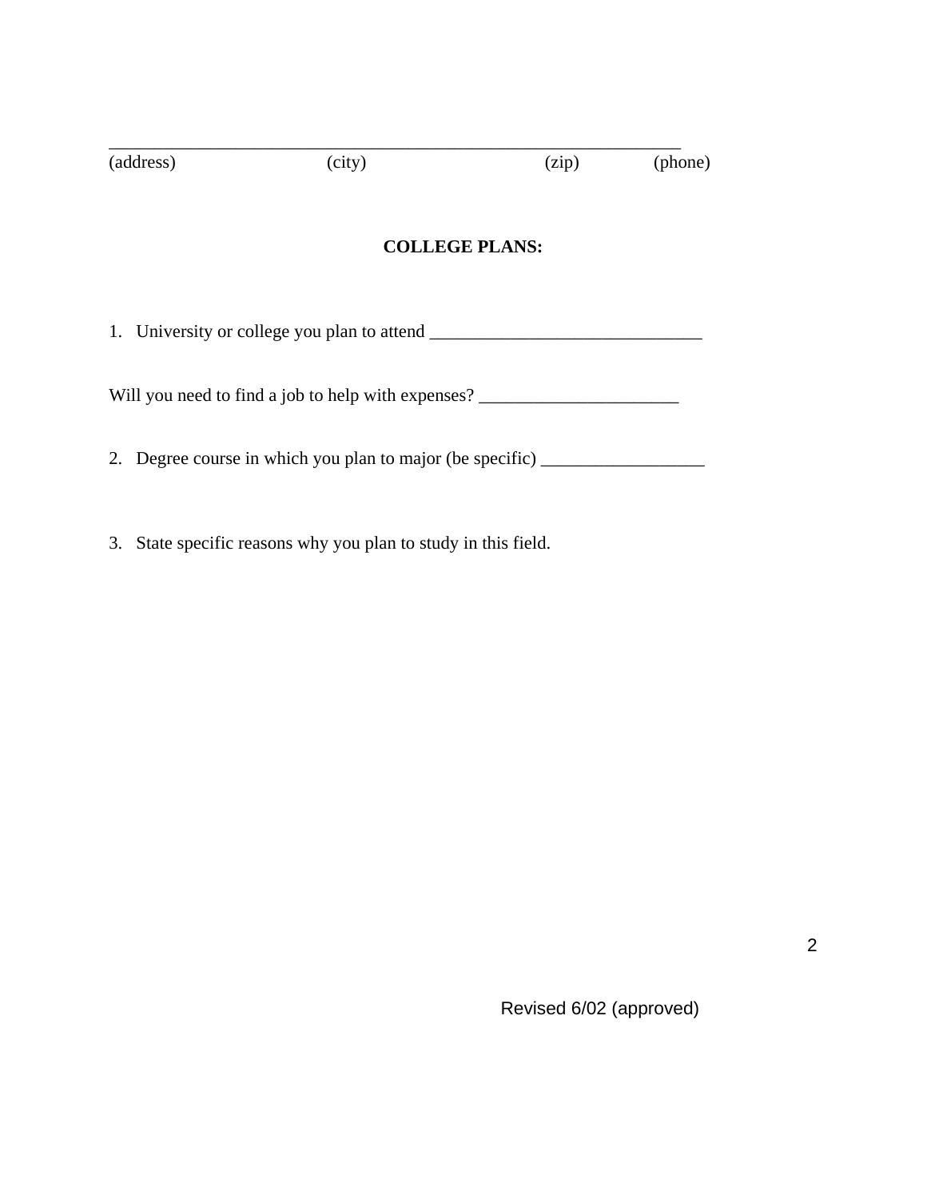_________________________________________________________________

(address)                    (city)                         (zip)          (phone)

**COLLEGE PLANS:**

1. University or college you plan to attend ______________________________

Will you need to find a job to help with expenses? ______________________

2. Degree course in which you plan to major (be specific) __________________

3. State specific reasons why you plan to study in this field.

Revised 6/02 (approved)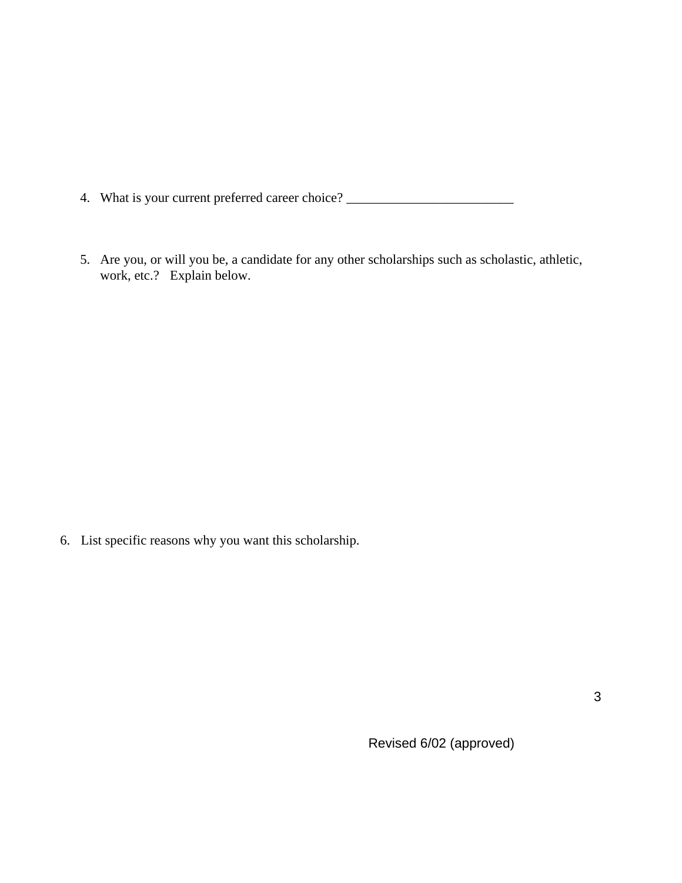4. What is your current preferred career choice? _________________________

5. Are you, or will you be, a candidate for any other scholarships such as scholastic, athletic, work, etc.? Explain below.

6. List specific reasons why you want this scholarship.

Revised 6/02 (approved)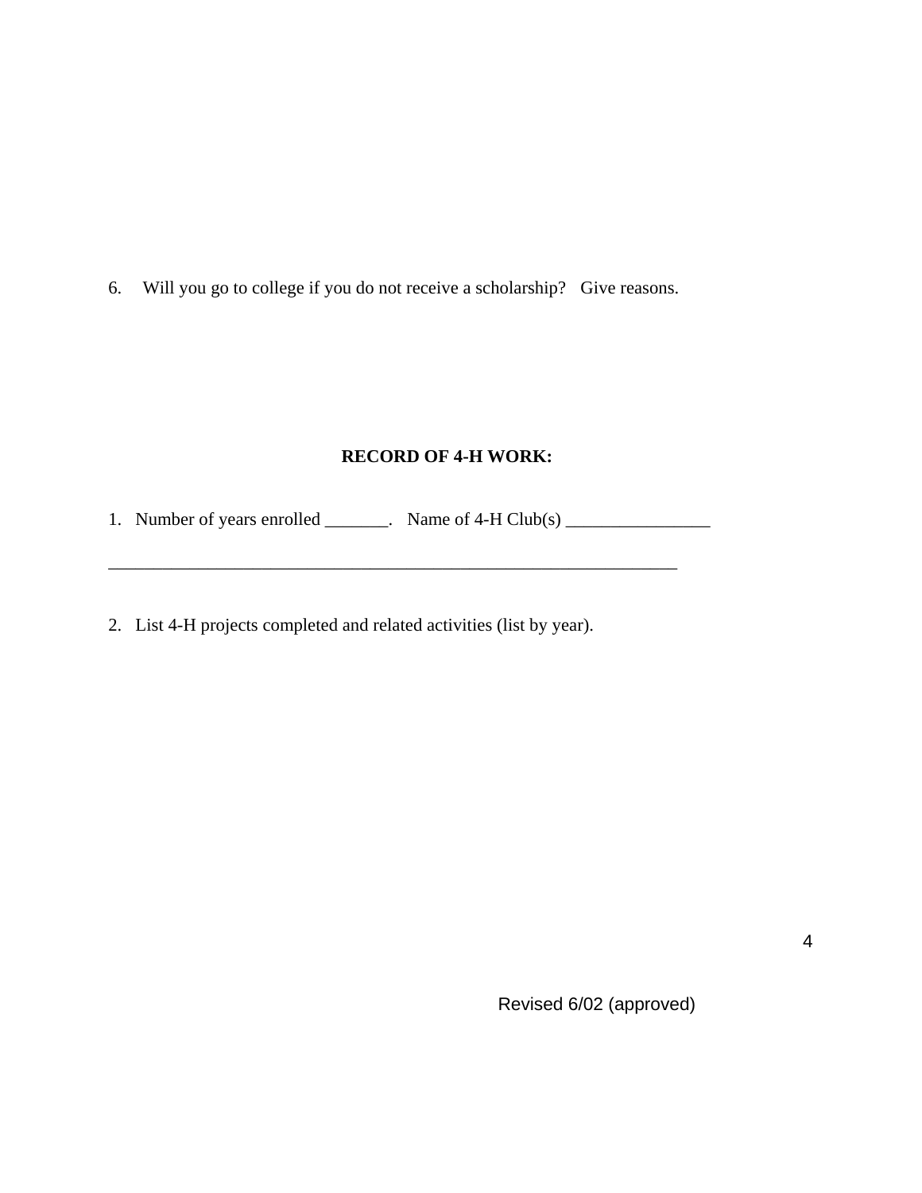6. Will you go to college if you do not receive a scholarship? Give reasons.

**RECORD OF 4-H WORK:**

1. Number of years enrolled _______. Name of 4-H Club(s) ________________

_________________________________________________________________

2. List 4-H projects completed and related activities (list by year).

Revised 6/02 (approved)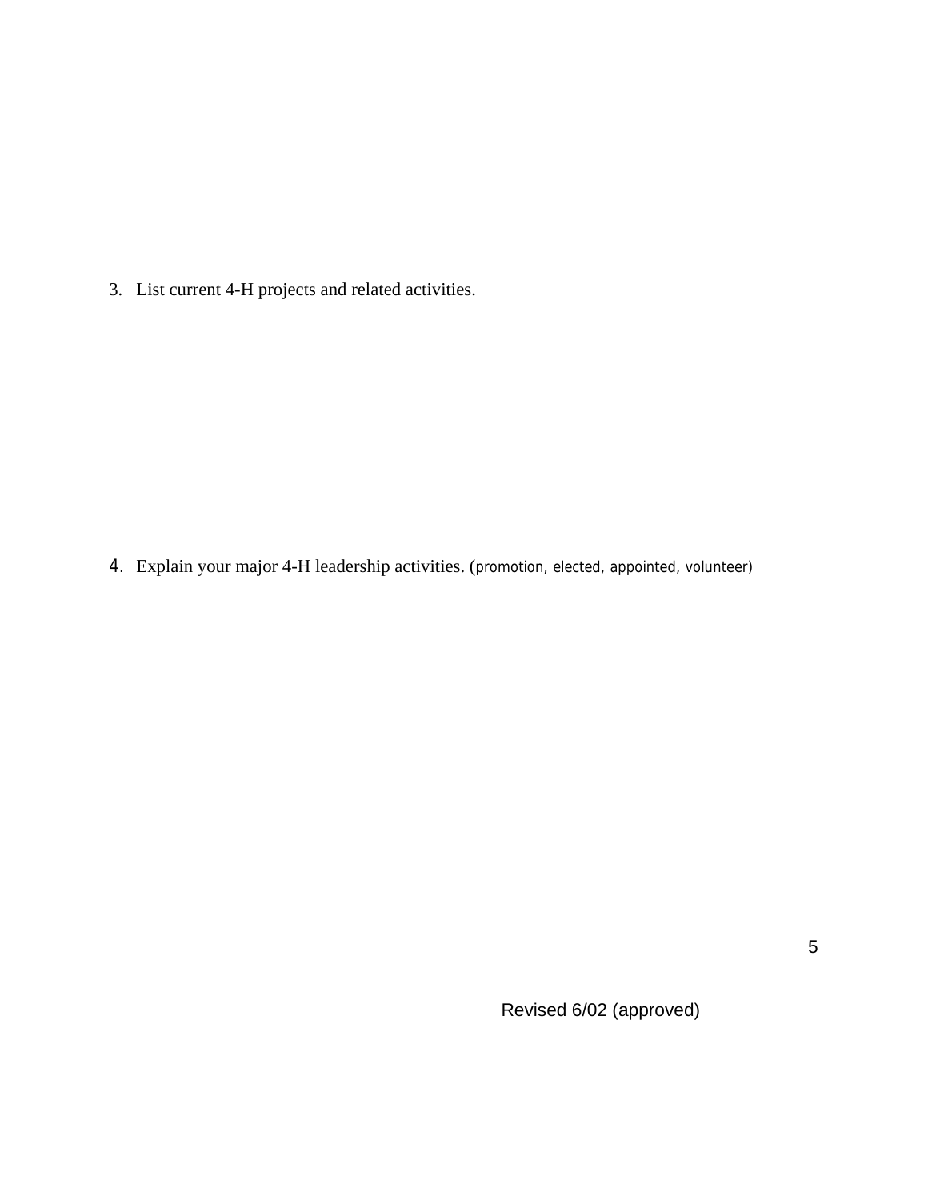3. List current 4-H projects and related activities.

4. Explain your major 4-H leadership activities. (promotion, elected, appointed, volunteer)

Revised 6/02 (approved)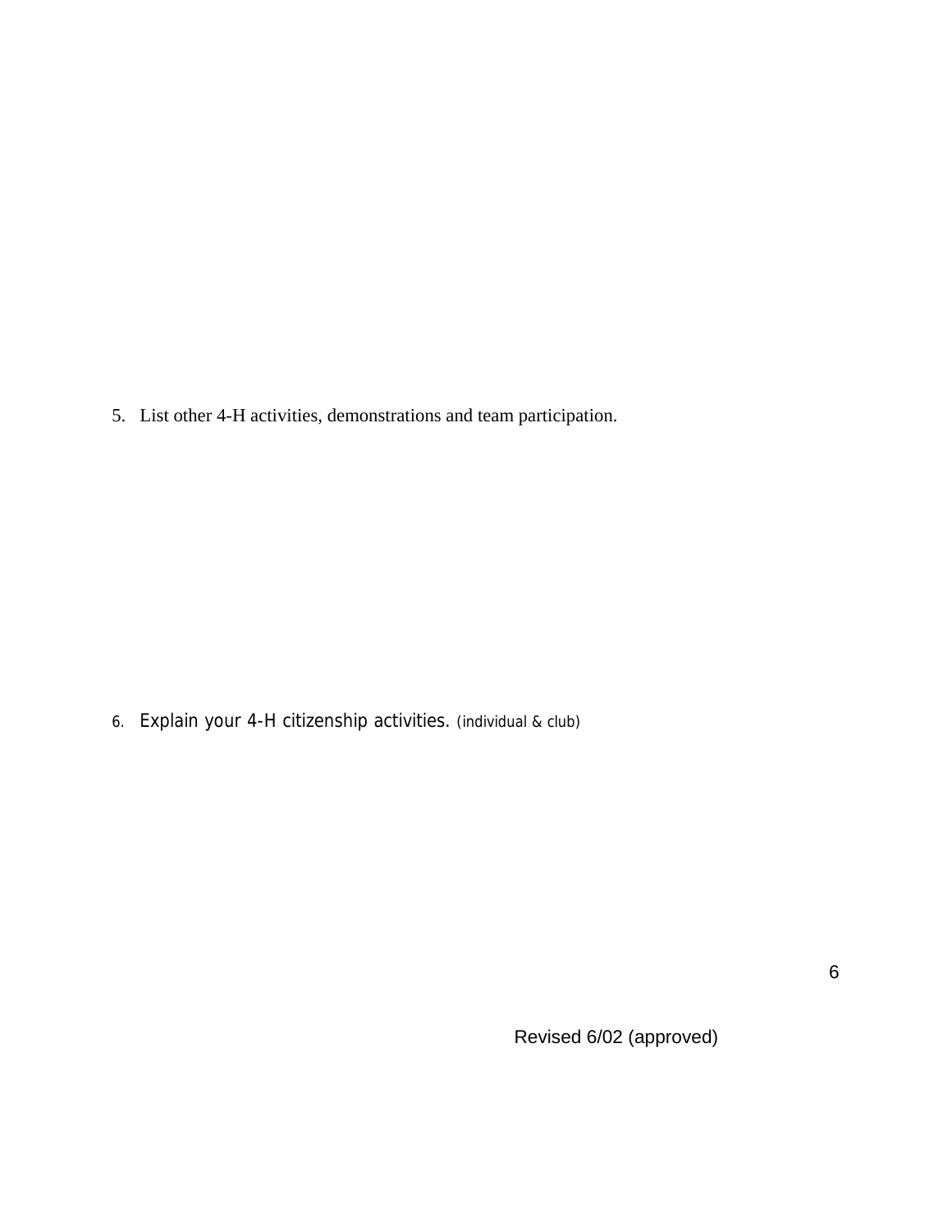5. List other 4-H activities, demonstrations and team participation.

6. Explain your 4-H citizenship activities. (individual & club)

Revised 6/02 (approved)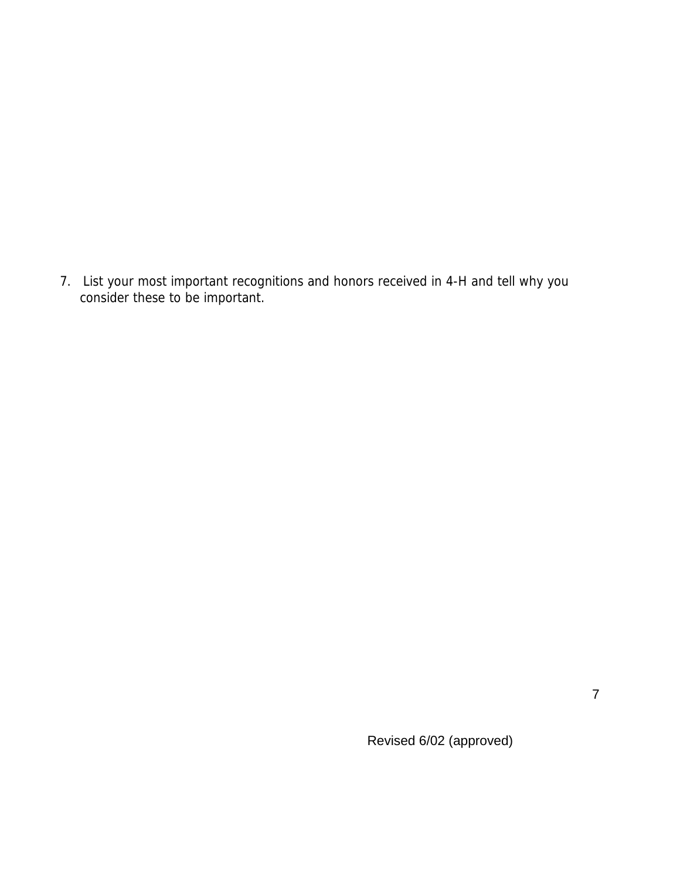7. List your most important recognitions and honors received in 4-H and tell why you consider these to be important.

Revised 6/02 (approved)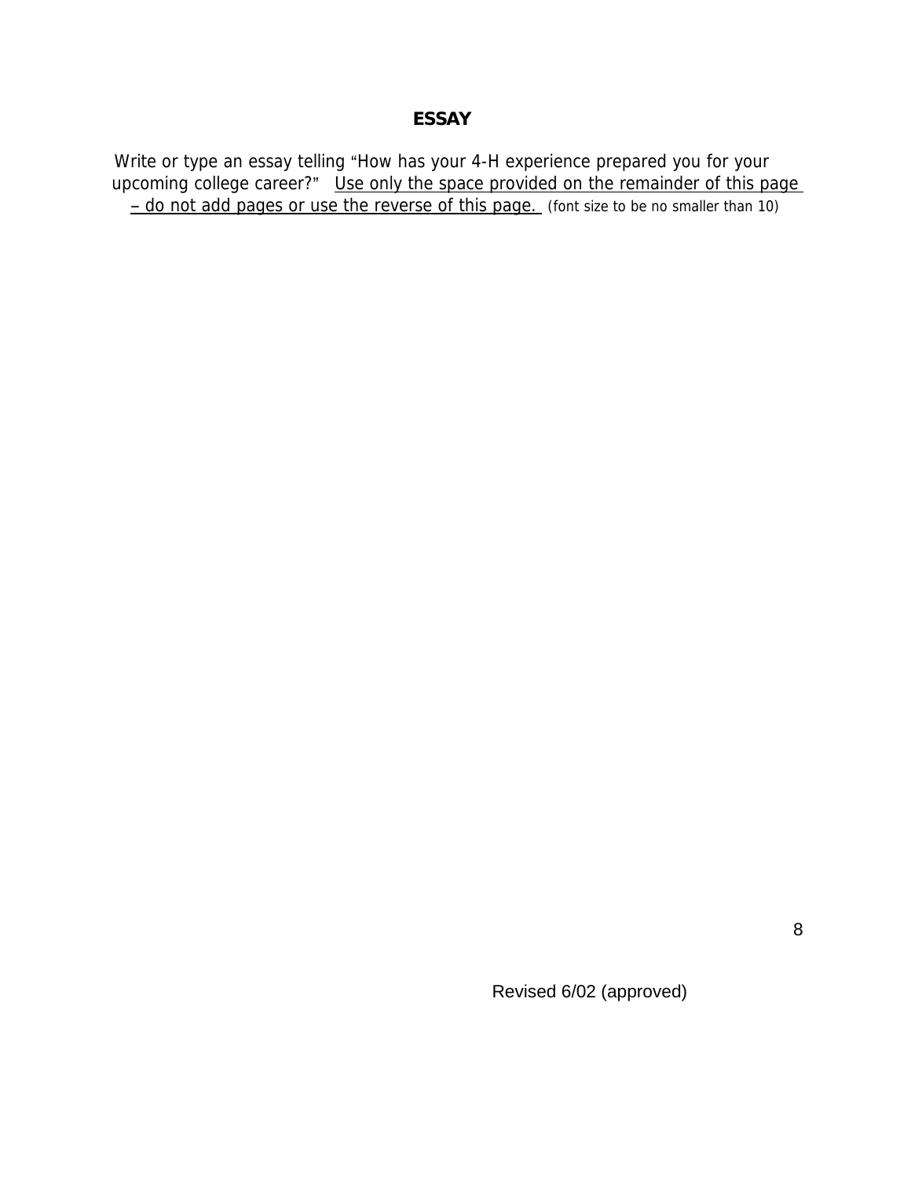# ESSAY

Write or type an essay telling "How has your 4-H experience prepared you for your upcoming college career?" Use only the space provided on the remainder of this page – do not add pages or use the reverse of this page. (font size to be no smaller than 10)

Revised 6/02 (approved)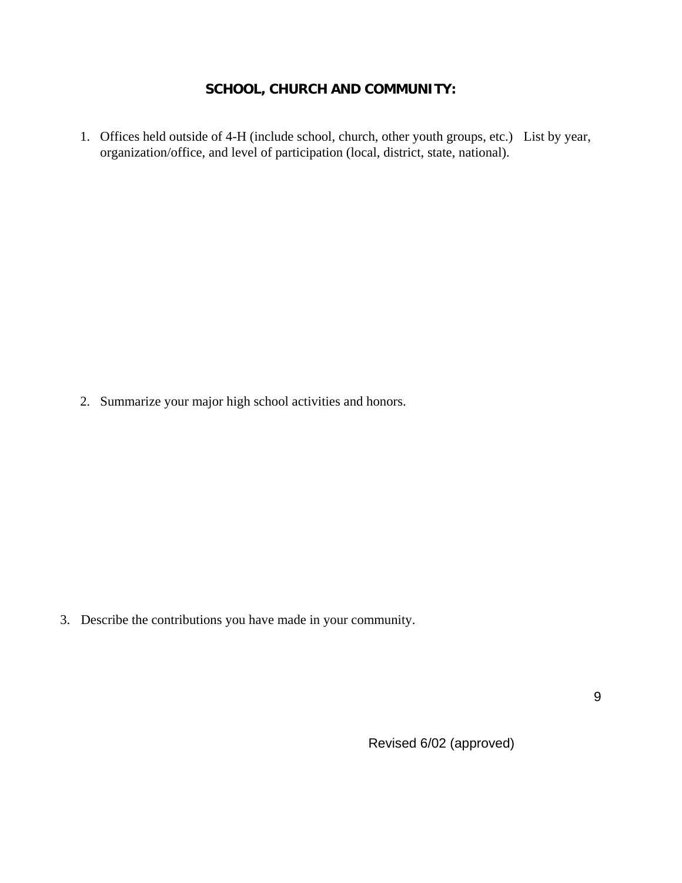## SCHOOL, CHURCH AND COMMUNITY:

1. Offices held outside of 4-H (include school, church, other youth groups, etc.) List by year, organization/office, and level of participation (local, district, state, national).

2. Summarize your major high school activities and honors.

3. Describe the contributions you have made in your community.

Revised 6/02 (approved)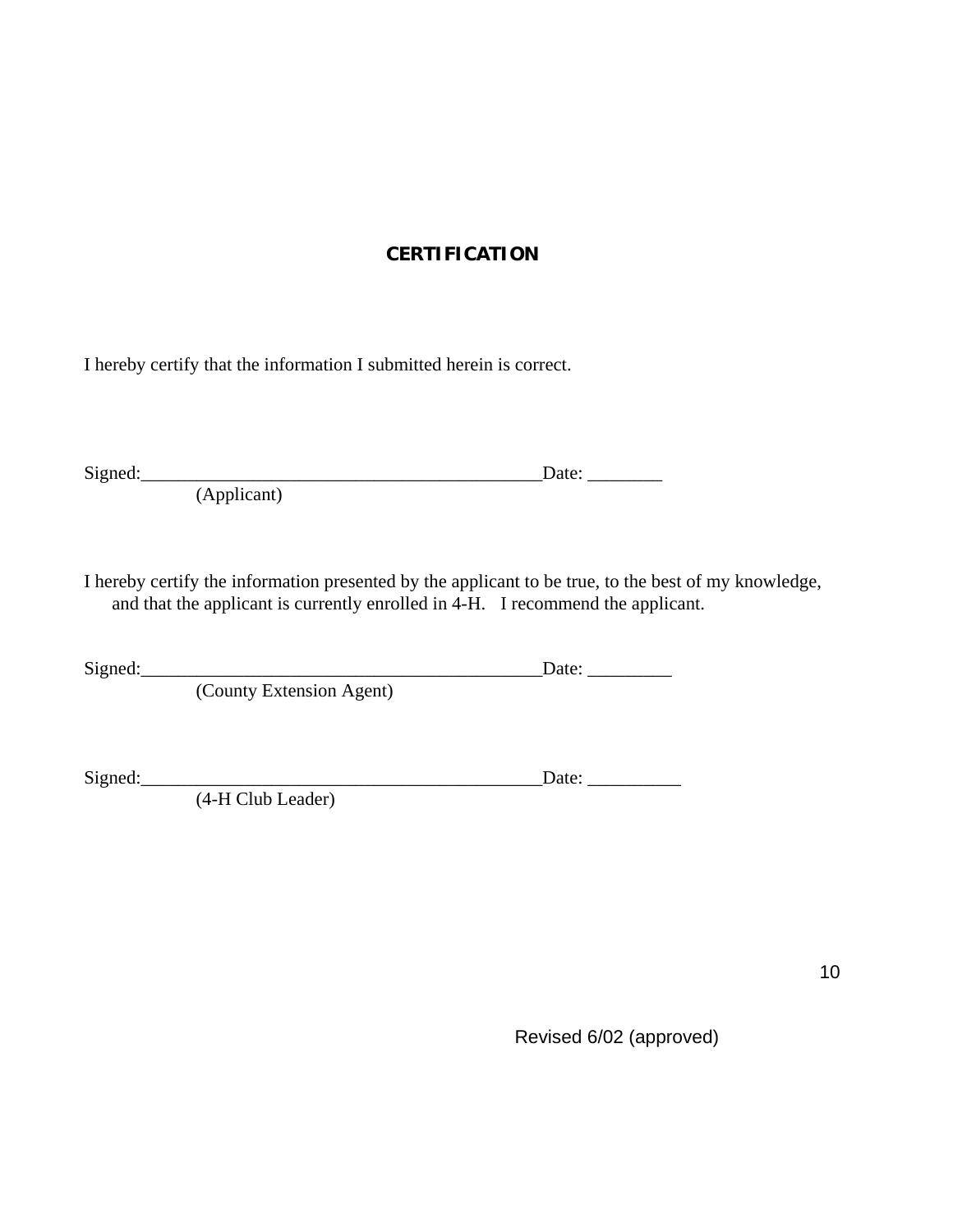## CERTIFICATION

I hereby certify that the information I submitted herein is correct.

Signed:_____________________________________________Date: ________
(Applicant)

I hereby certify the information presented by the applicant to be true, to the best of my knowledge, and that the applicant is currently enrolled in 4-H. I recommend the applicant.

Signed:_____________________________________________Date: _________
(County Extension Agent)

Signed:_____________________________________________Date: __________
(4-H Club Leader)

Revised 6/02 (approved)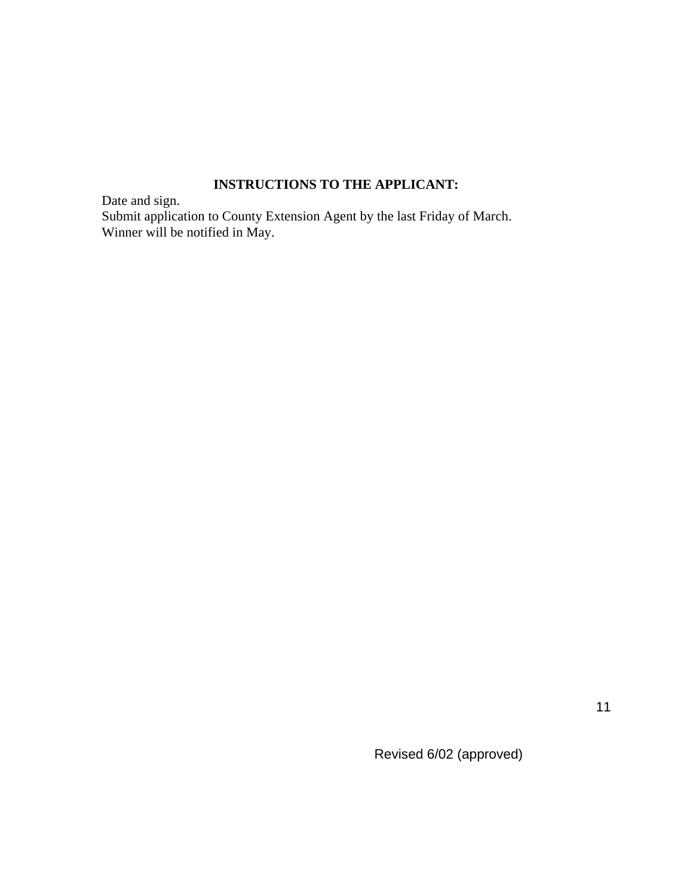**INSTRUCTIONS TO THE APPLICANT:**

Date and sign.
Submit application to County Extension Agent by the last Friday of March.
Winner will be notified in May.

Revised 6/02 (approved)